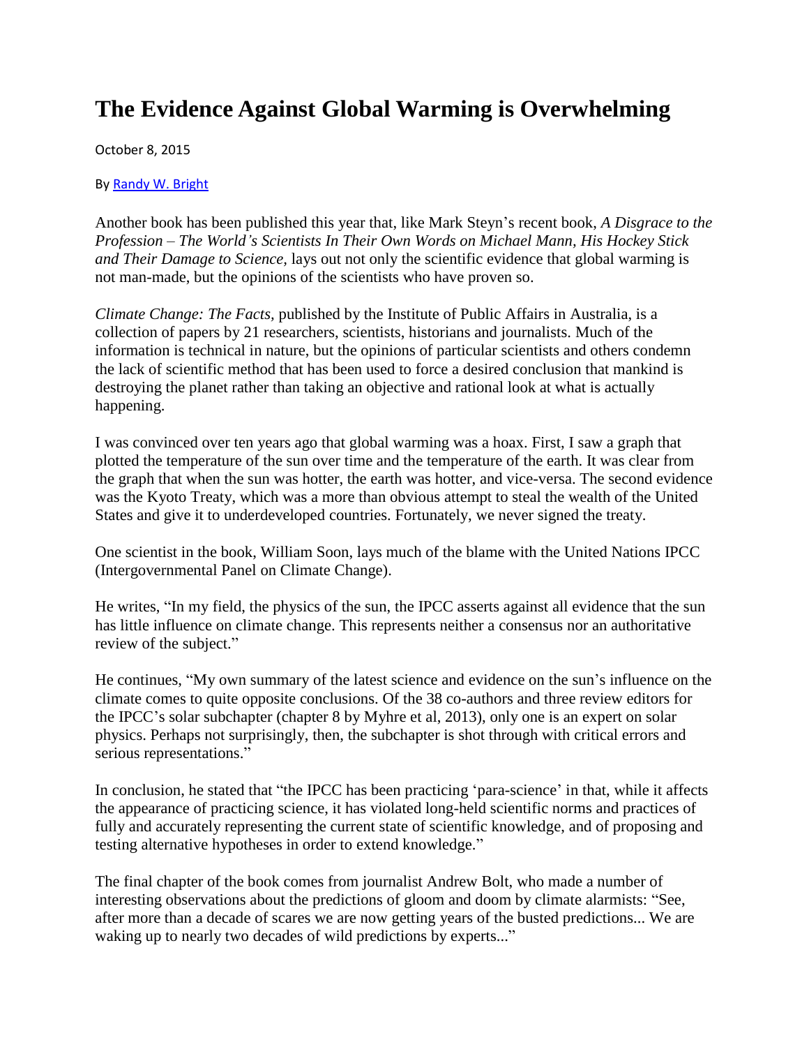# The Evidence Against Global Warming is Overwhelming

October 8, 2015

By [Randy W. Bright]

Another book has been published this year that, like Mark Steyn's recent book, *A Disgrace to the Profession – The World's Scientists In Their Own Words on Michael Mann, His Hockey Stick and Their Damage to Science,* lays out not only the scientific evidence that global warming is not man-made, but the opinions of the scientists who have proven so.

*Climate Change: The Facts,* published by the Institute of Public Affairs in Australia, is a collection of papers by 21 researchers, scientists, historians and journalists. Much of the information is technical in nature, but the opinions of particular scientists and others condemn the lack of scientific method that has been used to force a desired conclusion that mankind is destroying the planet rather than taking an objective and rational look at what is actually happening.

I was convinced over ten years ago that global warming was a hoax. First, I saw a graph that plotted the temperature of the sun over time and the temperature of the earth. It was clear from the graph that when the sun was hotter, the earth was hotter, and vice-versa. The second evidence was the Kyoto Treaty, which was a more than obvious attempt to steal the wealth of the United States and give it to underdeveloped countries. Fortunately, we never signed the treaty.

One scientist in the book, William Soon, lays much of the blame with the United Nations IPCC (Intergovernmental Panel on Climate Change).

He writes, "In my field, the physics of the sun, the IPCC asserts against all evidence that the sun has little influence on climate change. This represents neither a consensus nor an authoritative review of the subject."

He continues, "My own summary of the latest science and evidence on the sun's influence on the climate comes to quite opposite conclusions. Of the 38 co-authors and three review editors for the IPCC's solar subchapter (chapter 8 by Myhre et al, 2013), only one is an expert on solar physics. Perhaps not surprisingly, then, the subchapter is shot through with critical errors and serious representations."

In conclusion, he stated that "the IPCC has been practicing 'para-science' in that, while it affects the appearance of practicing science, it has violated long-held scientific norms and practices of fully and accurately representing the current state of scientific knowledge, and of proposing and testing alternative hypotheses in order to extend knowledge."

The final chapter of the book comes from journalist Andrew Bolt, who made a number of interesting observations about the predictions of gloom and doom by climate alarmists: "See, after more than a decade of scares we are now getting years of the busted predictions... We are waking up to nearly two decades of wild predictions by experts..."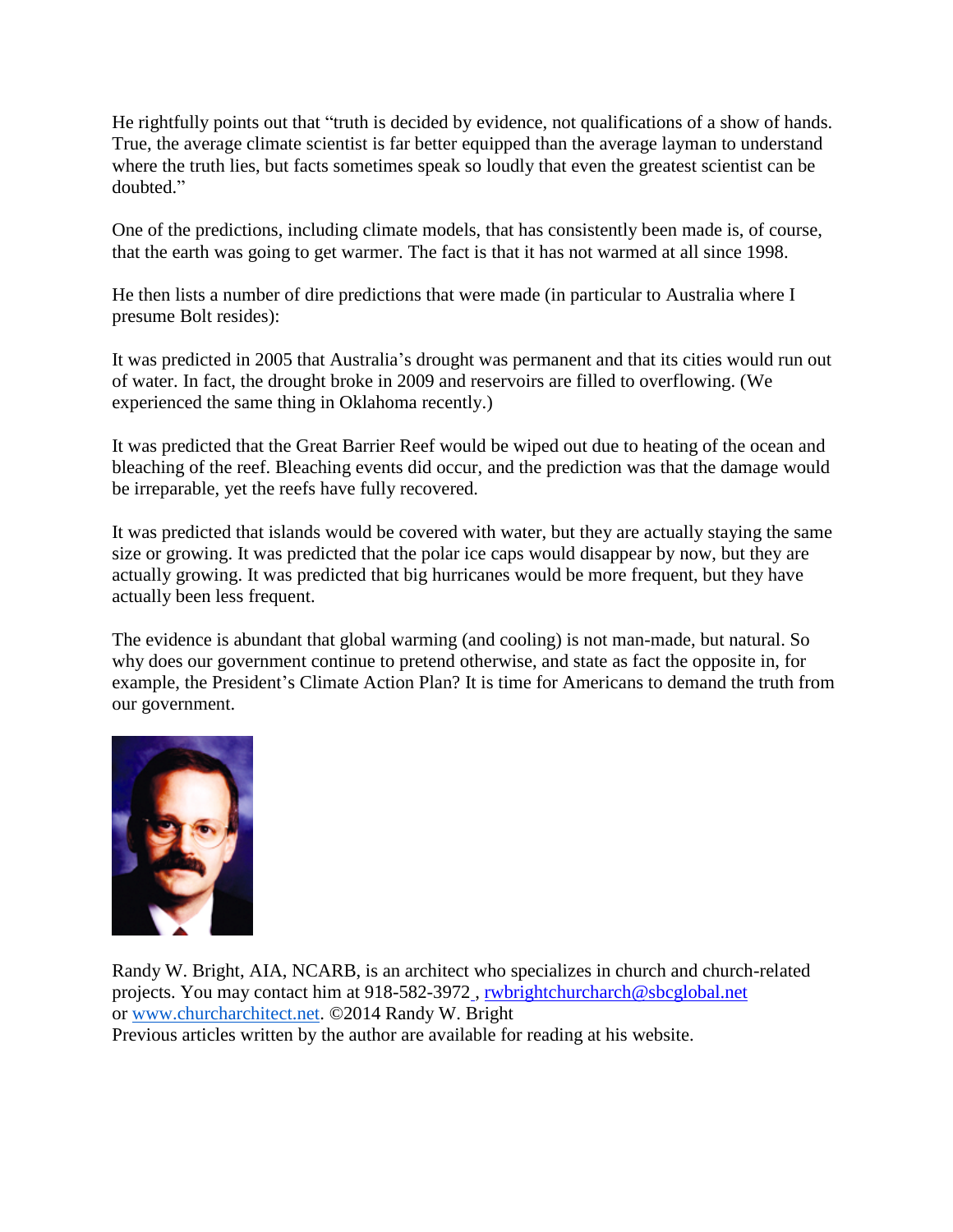He rightfully points out that "truth is decided by evidence, not qualifications of a show of hands. True, the average climate scientist is far better equipped than the average layman to understand where the truth lies, but facts sometimes speak so loudly that even the greatest scientist can be doubted."

One of the predictions, including climate models, that has consistently been made is, of course, that the earth was going to get warmer. The fact is that it has not warmed at all since 1998.

He then lists a number of dire predictions that were made (in particular to Australia where I presume Bolt resides):

It was predicted in 2005 that Australia's drought was permanent and that its cities would run out of water. In fact, the drought broke in 2009 and reservoirs are filled to overflowing. (We experienced the same thing in Oklahoma recently.)

It was predicted that the Great Barrier Reef would be wiped out due to heating of the ocean and bleaching of the reef. Bleaching events did occur, and the prediction was that the damage would be irreparable, yet the reefs have fully recovered.

It was predicted that islands would be covered with water, but they are actually staying the same size or growing. It was predicted that the polar ice caps would disappear by now, but they are actually growing. It was predicted that big hurricanes would be more frequent, but they have actually been less frequent.

The evidence is abundant that global warming (and cooling) is not man-made, but natural. So why does our government continue to pretend otherwise, and state as fact the opposite in, for example, the President's Climate Action Plan? It is time for Americans to demand the truth from our government.

Randy W. Bright, AIA, NCARB, is an architect who specializes in church and church-related projects. You may contact him at 918-582-3972, rwbrightchurcharch@sbcglobal.net or www.churcharchitect.net. ©2014 Randy W. Bright
Previous articles written by the author are available for reading at his website.